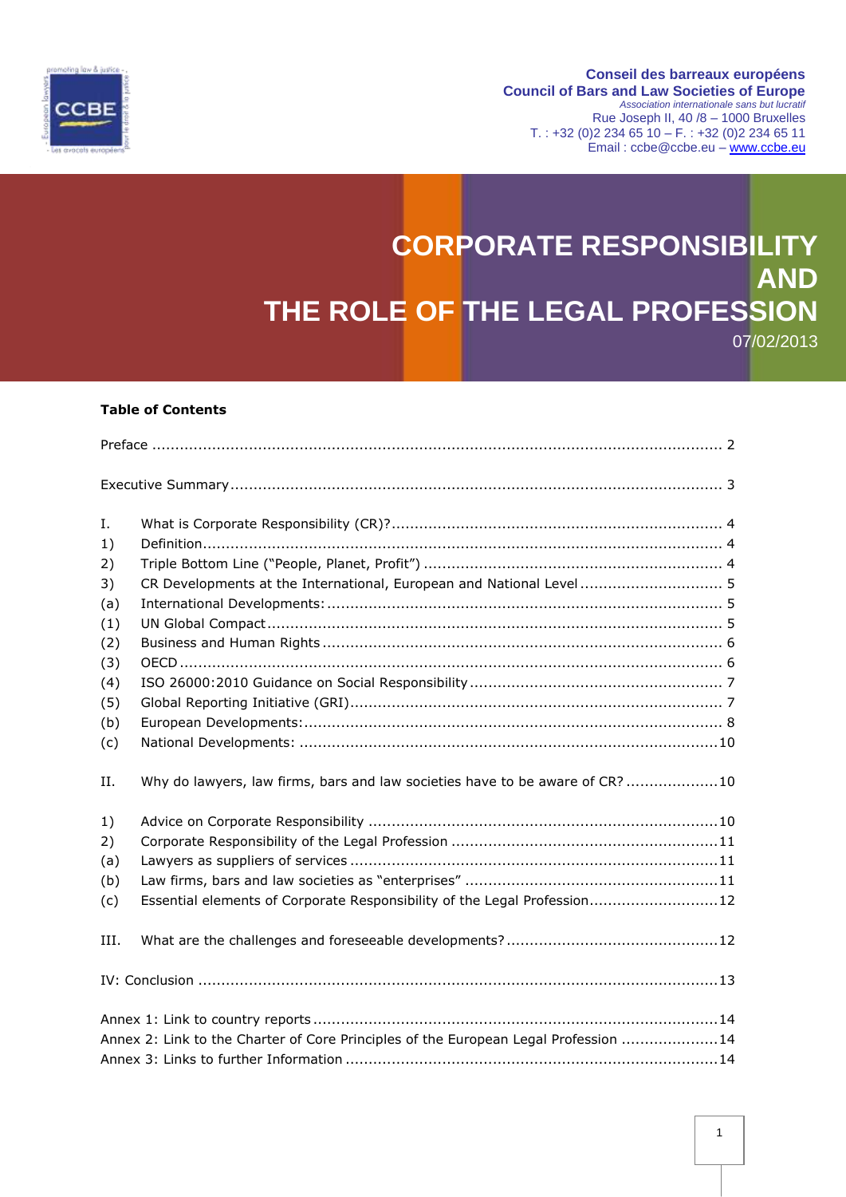**Conseil des barreaux européens**
**Council of Bars and Law Societies of Europe**
*Association internationale sans but lucratif*
Rue Joseph II, 40 /8 – 1000 Bruxelles
T. : +32 (0)2 234 65 10 – F. : +32 (0)2 234 65 11
Email : ccbe@ccbe.eu – www.ccbe.eu

# CORPORATE RESPONSIBILITY AND THE ROLE OF THE LEGAL PROFESSION

07/02/2013

**Table of Contents**

Preface .... 2

Executive Summary .... 3

I. What is Corporate Responsibility (CR)? .... 4
1) Definition .... 4
2) Triple Bottom Line ("People, Planet, Profit") .... 4
3) CR Developments at the International, European and National Level .... 5
(a) International Developments: .... 5
(1) UN Global Compact .... 5
(2) Business and Human Rights .... 6
(3) OECD .... 6
(4) ISO 26000:2010 Guidance on Social Responsibility .... 7
(5) Global Reporting Initiative (GRI) .... 7
(b) European Developments: .... 8
(c) National Developments: .... 10

II. Why do lawyers, law firms, bars and law societies have to be aware of CR? .... 10

1) Advice on Corporate Responsibility .... 10
2) Corporate Responsibility of the Legal Profession .... 11
(a) Lawyers as suppliers of services .... 11
(b) Law firms, bars and law societies as "enterprises" .... 11
(c) Essential elements of Corporate Responsibility of the Legal Profession .... 12

III. What are the challenges and foreseeable developments? .... 12

IV: Conclusion .... 13

Annex 1: Link to country reports .... 14
Annex 2: Link to the Charter of Core Principles of the European Legal Profession .... 14
Annex 3: Links to further Information .... 14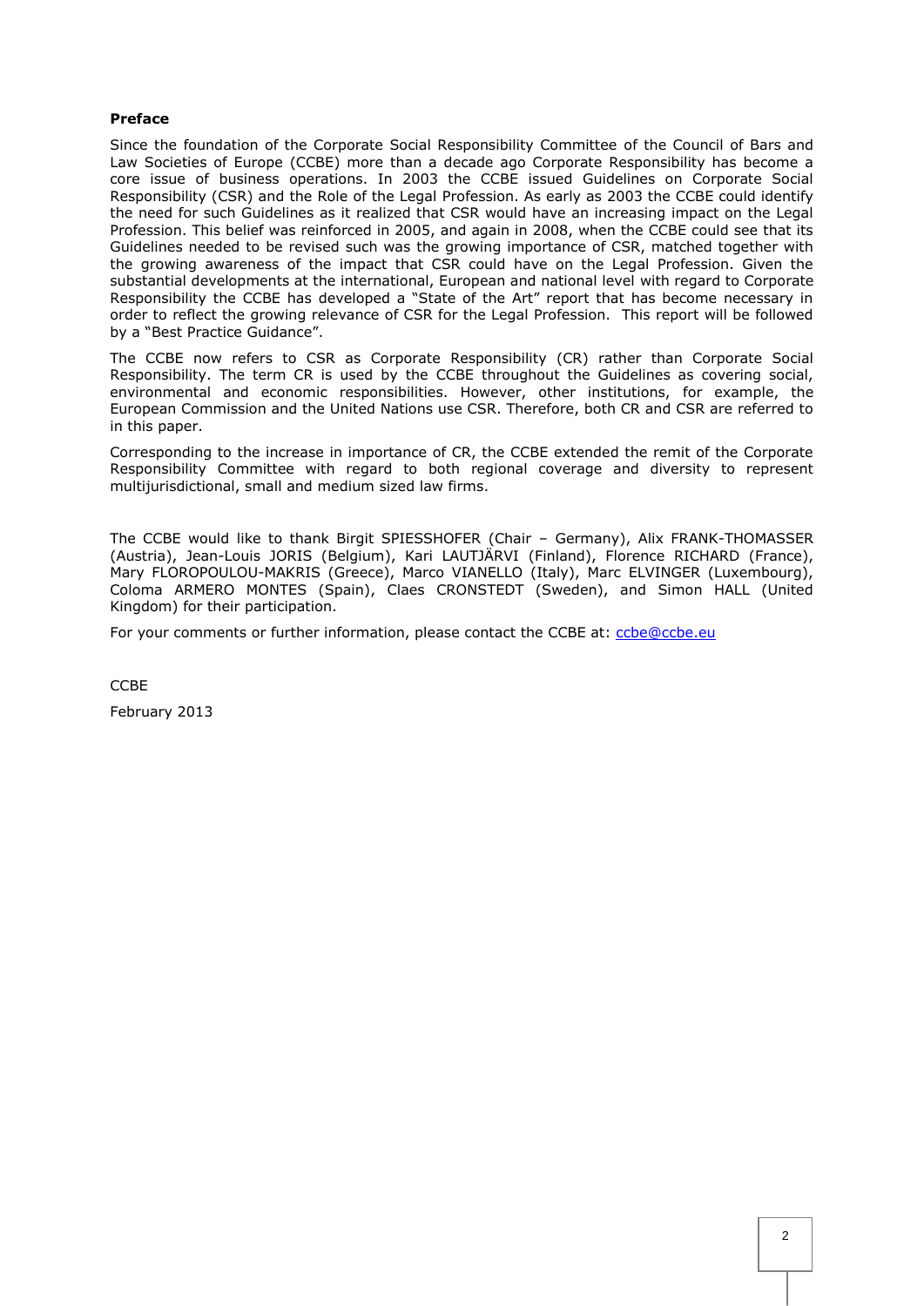**Preface**

Since the foundation of the Corporate Social Responsibility Committee of the Council of Bars and Law Societies of Europe (CCBE) more than a decade ago Corporate Responsibility has become a core issue of business operations. In 2003 the CCBE issued Guidelines on Corporate Social Responsibility (CSR) and the Role of the Legal Profession. As early as 2003 the CCBE could identify the need for such Guidelines as it realized that CSR would have an increasing impact on the Legal Profession. This belief was reinforced in 2005, and again in 2008, when the CCBE could see that its Guidelines needed to be revised such was the growing importance of CSR, matched together with the growing awareness of the impact that CSR could have on the Legal Profession. Given the substantial developments at the international, European and national level with regard to Corporate Responsibility the CCBE has developed a "State of the Art" report that has become necessary in order to reflect the growing relevance of CSR for the Legal Profession. This report will be followed by a "Best Practice Guidance".

The CCBE now refers to CSR as Corporate Responsibility (CR) rather than Corporate Social Responsibility. The term CR is used by the CCBE throughout the Guidelines as covering social, environmental and economic responsibilities. However, other institutions, for example, the European Commission and the United Nations use CSR. Therefore, both CR and CSR are referred to in this paper.

Corresponding to the increase in importance of CR, the CCBE extended the remit of the Corporate Responsibility Committee with regard to both regional coverage and diversity to represent multijurisdictional, small and medium sized law firms.

The CCBE would like to thank Birgit SPIESSHOFER (Chair – Germany), Alix FRANK-THOMASSER (Austria), Jean-Louis JORIS (Belgium), Kari LAUTJÄRVI (Finland), Florence RICHARD (France), Mary FLOROPOULOU-MAKRIS (Greece), Marco VIANELLO (Italy), Marc ELVINGER (Luxembourg), Coloma ARMERO MONTES (Spain), Claes CRONSTEDT (Sweden), and Simon HALL (United Kingdom) for their participation.

For your comments or further information, please contact the CCBE at: ccbe@ccbe.eu

CCBE

February 2013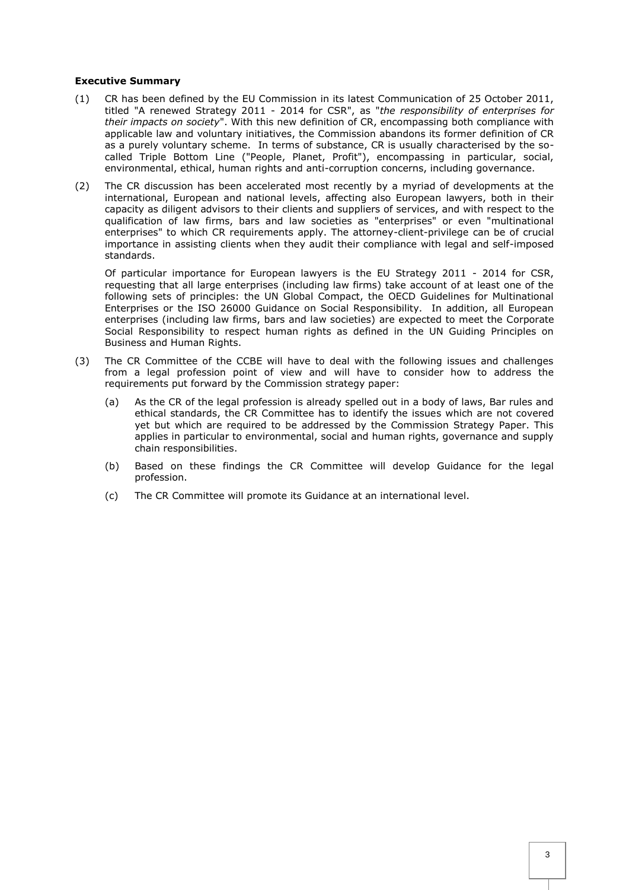**Executive Summary**

(1) CR has been defined by the EU Commission in its latest Communication of 25 October 2011, titled "A renewed Strategy 2011 - 2014 for CSR", as "*the responsibility of enterprises for their impacts on society*". With this new definition of CR, encompassing both compliance with applicable law and voluntary initiatives, the Commission abandons its former definition of CR as a purely voluntary scheme. In terms of substance, CR is usually characterised by the so-called Triple Bottom Line ("People, Planet, Profit"), encompassing in particular, social, environmental, ethical, human rights and anti-corruption concerns, including governance.

(2) The CR discussion has been accelerated most recently by a myriad of developments at the international, European and national levels, affecting also European lawyers, both in their capacity as diligent advisors to their clients and suppliers of services, and with respect to the qualification of law firms, bars and law societies as "enterprises" or even "multinational enterprises" to which CR requirements apply. The attorney-client-privilege can be of crucial importance in assisting clients when they audit their compliance with legal and self-imposed standards.

Of particular importance for European lawyers is the EU Strategy 2011 - 2014 for CSR, requesting that all large enterprises (including law firms) take account of at least one of the following sets of principles: the UN Global Compact, the OECD Guidelines for Multinational Enterprises or the ISO 26000 Guidance on Social Responsibility. In addition, all European enterprises (including law firms, bars and law societies) are expected to meet the Corporate Social Responsibility to respect human rights as defined in the UN Guiding Principles on Business and Human Rights.

(3) The CR Committee of the CCBE will have to deal with the following issues and challenges from a legal profession point of view and will have to consider how to address the requirements put forward by the Commission strategy paper:

(a) As the CR of the legal profession is already spelled out in a body of laws, Bar rules and ethical standards, the CR Committee has to identify the issues which are not covered yet but which are required to be addressed by the Commission Strategy Paper. This applies in particular to environmental, social and human rights, governance and supply chain responsibilities.

(b) Based on these findings the CR Committee will develop Guidance for the legal profession.

(c) The CR Committee will promote its Guidance at an international level.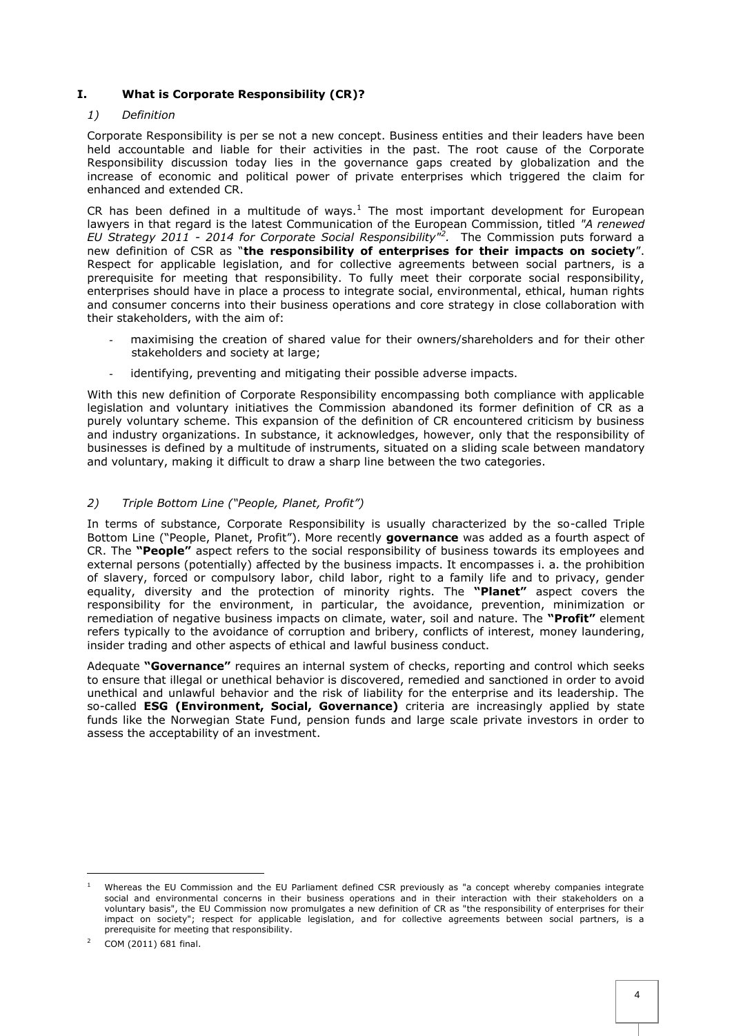## I. What is Corporate Responsibility (CR)?

### *1) Definition*

Corporate Responsibility is per se not a new concept. Business entities and their leaders have been held accountable and liable for their activities in the past. The root cause of the Corporate Responsibility discussion today lies in the governance gaps created by globalization and the increase of economic and political power of private enterprises which triggered the claim for enhanced and extended CR.

CR has been defined in a multitude of ways.[1] The most important development for European lawyers in that regard is the latest Communication of the European Commission, titled *"A renewed EU Strategy 2011 - 2014 for Corporate Social Responsibility"*[2]. The Commission puts forward a new definition of CSR as "**the responsibility of enterprises for their impacts on society**". Respect for applicable legislation, and for collective agreements between social partners, is a prerequisite for meeting that responsibility. To fully meet their corporate social responsibility, enterprises should have in place a process to integrate social, environmental, ethical, human rights and consumer concerns into their business operations and core strategy in close collaboration with their stakeholders, with the aim of:

- maximising the creation of shared value for their owners/shareholders and for their other stakeholders and society at large;
- identifying, preventing and mitigating their possible adverse impacts.

With this new definition of Corporate Responsibility encompassing both compliance with applicable legislation and voluntary initiatives the Commission abandoned its former definition of CR as a purely voluntary scheme. This expansion of the definition of CR encountered criticism by business and industry organizations. In substance, it acknowledges, however, only that the responsibility of businesses is defined by a multitude of instruments, situated on a sliding scale between mandatory and voluntary, making it difficult to draw a sharp line between the two categories.

### *2) Triple Bottom Line ("People, Planet, Profit")*

In terms of substance, Corporate Responsibility is usually characterized by the so-called Triple Bottom Line ("People, Planet, Profit"). More recently **governance** was added as a fourth aspect of CR. The **"People"** aspect refers to the social responsibility of business towards its employees and external persons (potentially) affected by the business impacts. It encompasses i. a. the prohibition of slavery, forced or compulsory labor, child labor, right to a family life and to privacy, gender equality, diversity and the protection of minority rights. The **"Planet"** aspect covers the responsibility for the environment, in particular, the avoidance, prevention, minimization or remediation of negative business impacts on climate, water, soil and nature. The **"Profit"** element refers typically to the avoidance of corruption and bribery, conflicts of interest, money laundering, insider trading and other aspects of ethical and lawful business conduct.

Adequate **"Governance"** requires an internal system of checks, reporting and control which seeks to ensure that illegal or unethical behavior is discovered, remedied and sanctioned in order to avoid unethical and unlawful behavior and the risk of liability for the enterprise and its leadership. The so-called **ESG (Environment, Social, Governance)** criteria are increasingly applied by state funds like the Norwegian State Fund, pension funds and large scale private investors in order to assess the acceptability of an investment.

---

[1] Whereas the EU Commission and the EU Parliament defined CSR previously as "a concept whereby companies integrate social and environmental concerns in their business operations and in their interaction with their stakeholders on a voluntary basis", the EU Commission now promulgates a new definition of CR as "the responsibility of enterprises for their impact on society"; respect for applicable legislation, and for collective agreements between social partners, is a prerequisite for meeting that responsibility.

[2] COM (2011) 681 final.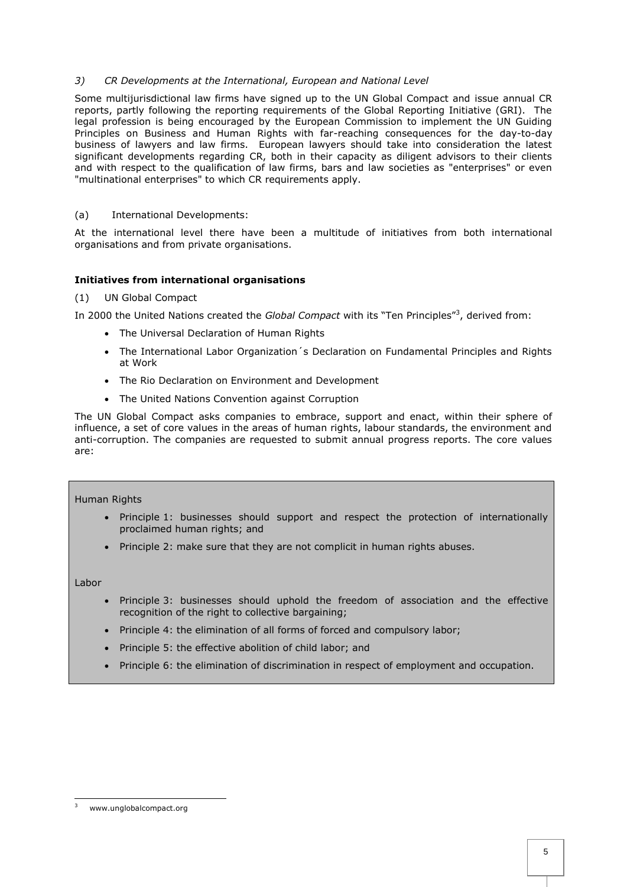### *3) CR Developments at the International, European and National Level*

Some multijurisdictional law firms have signed up to the UN Global Compact and issue annual CR reports, partly following the reporting requirements of the Global Reporting Initiative (GRI). The legal profession is being encouraged by the European Commission to implement the UN Guiding Principles on Business and Human Rights with far-reaching consequences for the day-to-day business of lawyers and law firms. European lawyers should take into consideration the latest significant developments regarding CR, both in their capacity as diligent advisors to their clients and with respect to the qualification of law firms, bars and law societies as "enterprises" or even "multinational enterprises" to which CR requirements apply.

(a) International Developments:

At the international level there have been a multitude of initiatives from both international organisations and from private organisations.

**Initiatives from international organisations**

(1) UN Global Compact

In 2000 the United Nations created the *Global Compact* with its "Ten Principles"[3], derived from:

- The Universal Declaration of Human Rights
- The International Labor Organization´s Declaration on Fundamental Principles and Rights at Work
- The Rio Declaration on Environment and Development
- The United Nations Convention against Corruption

The UN Global Compact asks companies to embrace, support and enact, within their sphere of influence, a set of core values in the areas of human rights, labour standards, the environment and anti-corruption. The companies are requested to submit annual progress reports. The core values are:

Human Rights

- Principle 1: businesses should support and respect the protection of internationally proclaimed human rights; and
- Principle 2: make sure that they are not complicit in human rights abuses.

Labor

- Principle 3: businesses should uphold the freedom of association and the effective recognition of the right to collective bargaining;
- Principle 4: the elimination of all forms of forced and compulsory labor;
- Principle 5: the effective abolition of child labor; and
- Principle 6: the elimination of discrimination in respect of employment and occupation.

[3] www.unglobalcompact.org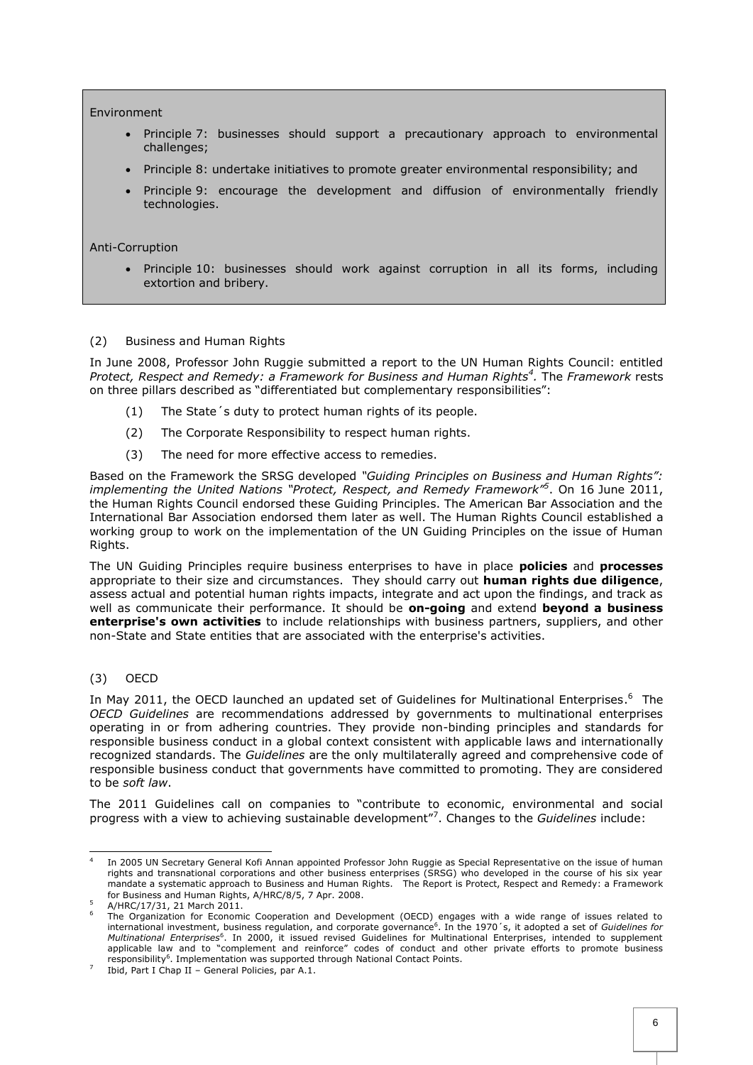Environment

- Principle 7: businesses should support a precautionary approach to environmental challenges;
- Principle 8: undertake initiatives to promote greater environmental responsibility; and
- Principle 9: encourage the development and diffusion of environmentally friendly technologies.

Anti-Corruption

- Principle 10: businesses should work against corruption in all its forms, including extortion and bribery.

(2) Business and Human Rights

In June 2008, Professor John Ruggie submitted a report to the UN Human Rights Council: entitled *Protect, Respect and Remedy: a Framework for Business and Human Rights*[4]. The *Framework* rests on three pillars described as "differentiated but complementary responsibilities":

(1) The State´s duty to protect human rights of its people.

(2) The Corporate Responsibility to respect human rights.

(3) The need for more effective access to remedies.

Based on the Framework the SRSG developed *"Guiding Principles on Business and Human Rights": implementing the United Nations "Protect, Respect, and Remedy Framework"*[5]. On 16 June 2011, the Human Rights Council endorsed these Guiding Principles. The American Bar Association and the International Bar Association endorsed them later as well. The Human Rights Council established a working group to work on the implementation of the UN Guiding Principles on the issue of Human Rights.

The UN Guiding Principles require business enterprises to have in place **policies** and **processes** appropriate to their size and circumstances. They should carry out **human rights due diligence**, assess actual and potential human rights impacts, integrate and act upon the findings, and track as well as communicate their performance. It should be **on-going** and extend **beyond a business enterprise's own activities** to include relationships with business partners, suppliers, and other non-State and State entities that are associated with the enterprise's activities.

(3) OECD

In May 2011, the OECD launched an updated set of Guidelines for Multinational Enterprises.[6] The *OECD Guidelines* are recommendations addressed by governments to multinational enterprises operating in or from adhering countries. They provide non-binding principles and standards for responsible business conduct in a global context consistent with applicable laws and internationally recognized standards. The *Guidelines* are the only multilaterally agreed and comprehensive code of responsible business conduct that governments have committed to promoting. They are considered to be *soft law*.

The 2011 Guidelines call on companies to "contribute to economic, environmental and social progress with a view to achieving sustainable development"[7]. Changes to the *Guidelines* include:

---

[4] In 2005 UN Secretary General Kofi Annan appointed Professor John Ruggie as Special Representative on the issue of human rights and transnational corporations and other business enterprises (SRSG) who developed in the course of his six year mandate a systematic approach to Business and Human Rights. The Report is Protect, Respect and Remedy: a Framework for Business and Human Rights, A/HRC/8/5, 7 Apr. 2008.

[5] A/HRC/17/31, 21 March 2011.

[6] The Organization for Economic Cooperation and Development (OECD) engages with a wide range of issues related to international investment, business regulation, and corporate governance[6]. In the 1970´s, it adopted a set of *Guidelines for Multinational Enterprises*[6]. In 2000, it issued revised Guidelines for Multinational Enterprises, intended to supplement applicable law and to "complement and reinforce" codes of conduct and other private efforts to promote business responsibility[6]. Implementation was supported through National Contact Points.

[7] Ibid, Part I Chap II – General Policies, par A.1.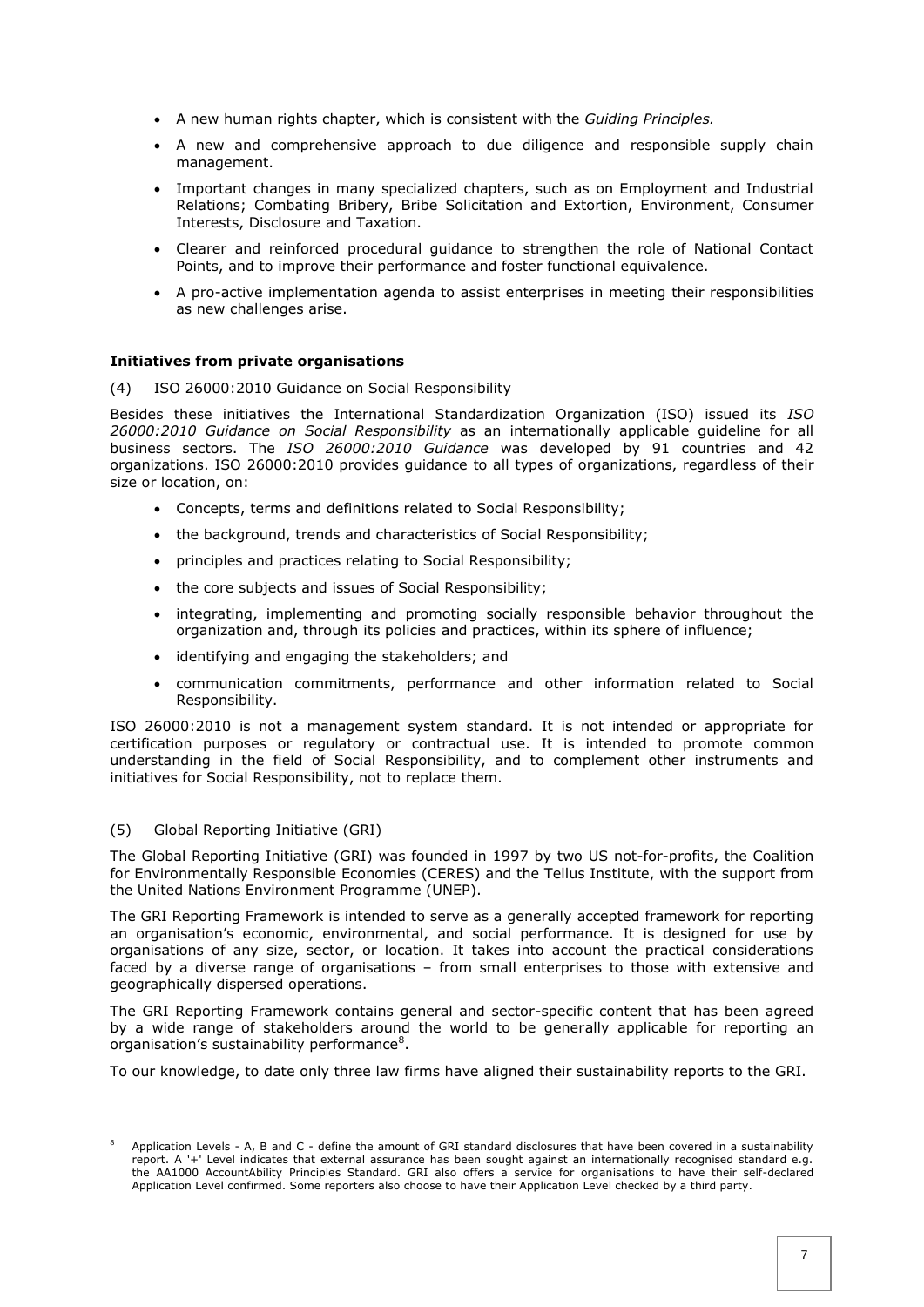- A new human rights chapter, which is consistent with the *Guiding Principles.*
- A new and comprehensive approach to due diligence and responsible supply chain management.
- Important changes in many specialized chapters, such as on Employment and Industrial Relations; Combating Bribery, Bribe Solicitation and Extortion, Environment, Consumer Interests, Disclosure and Taxation.
- Clearer and reinforced procedural guidance to strengthen the role of National Contact Points, and to improve their performance and foster functional equivalence.
- A pro-active implementation agenda to assist enterprises in meeting their responsibilities as new challenges arise.

**Initiatives from private organisations**

(4) ISO 26000:2010 Guidance on Social Responsibility

Besides these initiatives the International Standardization Organization (ISO) issued its *ISO 26000:2010 Guidance on Social Responsibility* as an internationally applicable guideline for all business sectors. The *ISO 26000:2010 Guidance* was developed by 91 countries and 42 organizations. ISO 26000:2010 provides guidance to all types of organizations, regardless of their size or location, on:

- Concepts, terms and definitions related to Social Responsibility;
- the background, trends and characteristics of Social Responsibility;
- principles and practices relating to Social Responsibility;
- the core subjects and issues of Social Responsibility;
- integrating, implementing and promoting socially responsible behavior throughout the organization and, through its policies and practices, within its sphere of influence;
- identifying and engaging the stakeholders; and
- communication commitments, performance and other information related to Social Responsibility.

ISO 26000:2010 is not a management system standard. It is not intended or appropriate for certification purposes or regulatory or contractual use. It is intended to promote common understanding in the field of Social Responsibility, and to complement other instruments and initiatives for Social Responsibility, not to replace them.

(5) Global Reporting Initiative (GRI)

The Global Reporting Initiative (GRI) was founded in 1997 by two US not-for-profits, the Coalition for Environmentally Responsible Economies (CERES) and the Tellus Institute, with the support from the United Nations Environment Programme (UNEP).

The GRI Reporting Framework is intended to serve as a generally accepted framework for reporting an organisation's economic, environmental, and social performance. It is designed for use by organisations of any size, sector, or location. It takes into account the practical considerations faced by a diverse range of organisations – from small enterprises to those with extensive and geographically dispersed operations.

The GRI Reporting Framework contains general and sector-specific content that has been agreed by a wide range of stakeholders around the world to be generally applicable for reporting an organisation's sustainability performance[8].

To our knowledge, to date only three law firms have aligned their sustainability reports to the GRI.

[8] Application Levels - A, B and C - define the amount of GRI standard disclosures that have been covered in a sustainability report. A '+' Level indicates that external assurance has been sought against an internationally recognised standard e.g. the AA1000 AccountAbility Principles Standard. GRI also offers a service for organisations to have their self-declared Application Level confirmed. Some reporters also choose to have their Application Level checked by a third party.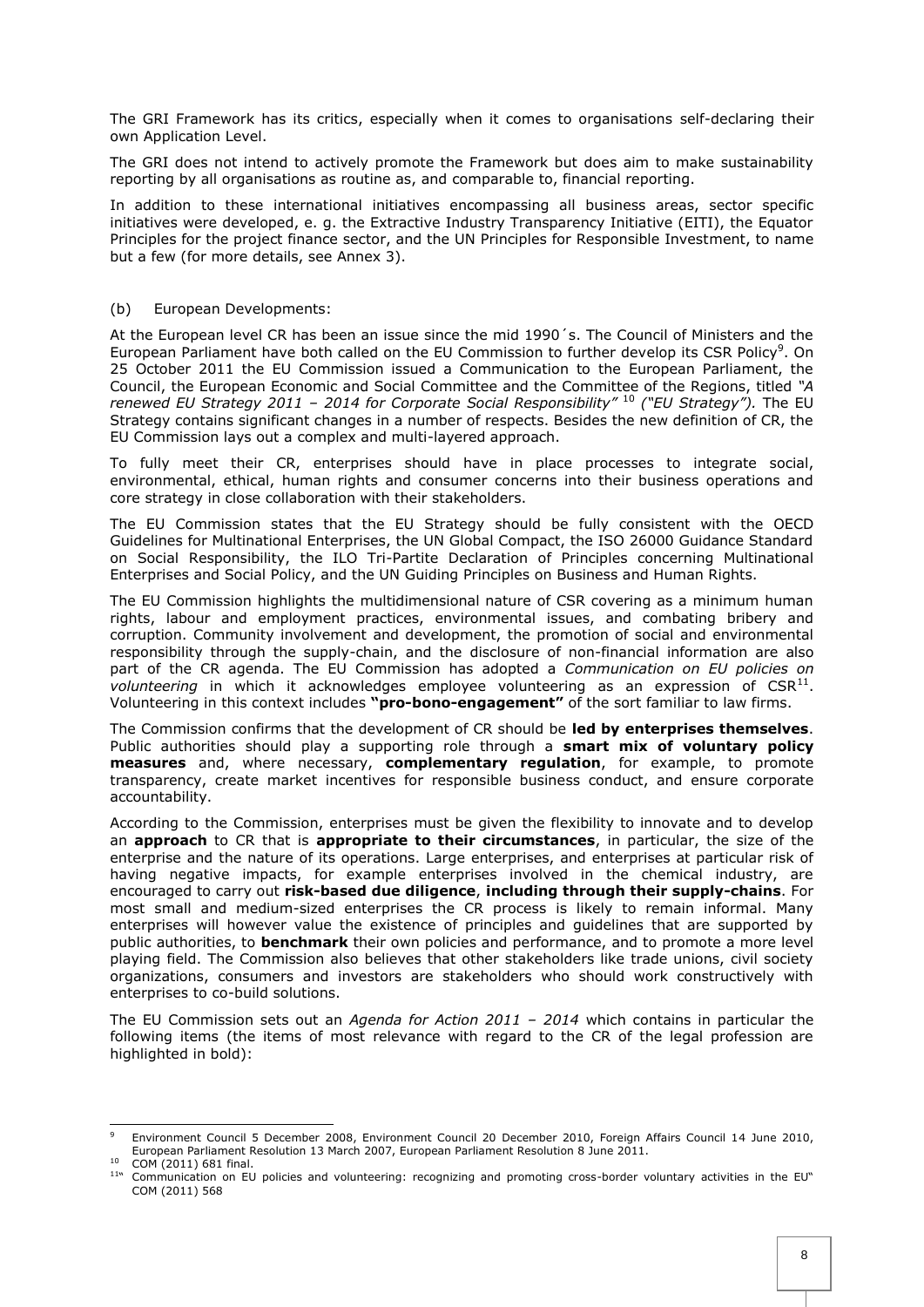The GRI Framework has its critics, especially when it comes to organisations self-declaring their own Application Level.

The GRI does not intend to actively promote the Framework but does aim to make sustainability reporting by all organisations as routine as, and comparable to, financial reporting.

In addition to these international initiatives encompassing all business areas, sector specific initiatives were developed, e. g. the Extractive Industry Transparency Initiative (EITI), the Equator Principles for the project finance sector, and the UN Principles for Responsible Investment, to name but a few (for more details, see Annex 3).

(b) European Developments:

At the European level CR has been an issue since the mid 1990´s. The Council of Ministers and the European Parliament have both called on the EU Commission to further develop its CSR Policy[9]. On 25 October 2011 the EU Commission issued a Communication to the European Parliament, the Council, the European Economic and Social Committee and the Committee of the Regions, titled *"A renewed EU Strategy 2011 – 2014 for Corporate Social Responsibility"* [10] *("EU Strategy").* The EU Strategy contains significant changes in a number of respects. Besides the new definition of CR, the EU Commission lays out a complex and multi-layered approach.

To fully meet their CR, enterprises should have in place processes to integrate social, environmental, ethical, human rights and consumer concerns into their business operations and core strategy in close collaboration with their stakeholders.

The EU Commission states that the EU Strategy should be fully consistent with the OECD Guidelines for Multinational Enterprises, the UN Global Compact, the ISO 26000 Guidance Standard on Social Responsibility, the ILO Tri-Partite Declaration of Principles concerning Multinational Enterprises and Social Policy, and the UN Guiding Principles on Business and Human Rights.

The EU Commission highlights the multidimensional nature of CSR covering as a minimum human rights, labour and employment practices, environmental issues, and combating bribery and corruption. Community involvement and development, the promotion of social and environmental responsibility through the supply-chain, and the disclosure of non-financial information are also part of the CR agenda. The EU Commission has adopted a *Communication on EU policies on volunteering* in which it acknowledges employee volunteering as an expression of CSR[11]. Volunteering in this context includes **"pro-bono-engagement"** of the sort familiar to law firms.

The Commission confirms that the development of CR should be **led by enterprises themselves**. Public authorities should play a supporting role through a **smart mix of voluntary policy measures** and, where necessary, **complementary regulation**, for example, to promote transparency, create market incentives for responsible business conduct, and ensure corporate accountability.

According to the Commission, enterprises must be given the flexibility to innovate and to develop an **approach** to CR that is **appropriate to their circumstances**, in particular, the size of the enterprise and the nature of its operations. Large enterprises, and enterprises at particular risk of having negative impacts, for example enterprises involved in the chemical industry, are encouraged to carry out **risk-based due diligence**, **including through their supply-chains**. For most small and medium-sized enterprises the CR process is likely to remain informal. Many enterprises will however value the existence of principles and guidelines that are supported by public authorities, to **benchmark** their own policies and performance, and to promote a more level playing field. The Commission also believes that other stakeholders like trade unions, civil society organizations, consumers and investors are stakeholders who should work constructively with enterprises to co-build solutions.

The EU Commission sets out an *Agenda for Action 2011 – 2014* which contains in particular the following items (the items of most relevance with regard to the CR of the legal profession are highlighted in bold):

---

[9] Environment Council 5 December 2008, Environment Council 20 December 2010, Foreign Affairs Council 14 June 2010, European Parliament Resolution 13 March 2007, European Parliament Resolution 8 June 2011.

[10] COM (2011) 681 final.

[11] "Communication on EU policies and volunteering: recognizing and promoting cross-border voluntary activities in the EU" COM (2011) 568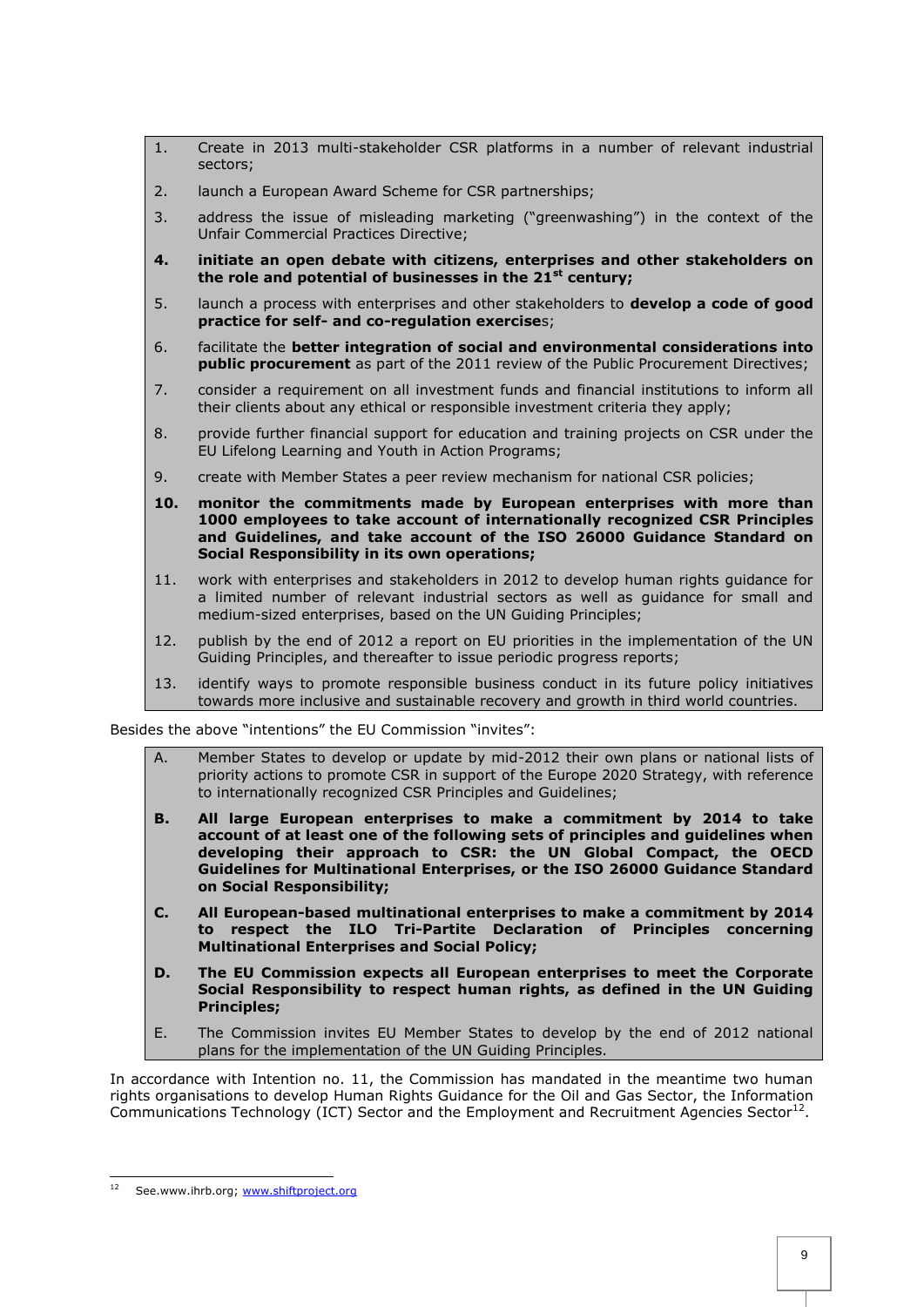1. Create in 2013 multi-stakeholder CSR platforms in a number of relevant industrial sectors;
2. launch a European Award Scheme for CSR partnerships;
3. address the issue of misleading marketing ("greenwashing") in the context of the Unfair Commercial Practices Directive;
4. **initiate an open debate with citizens, enterprises and other stakeholders on the role and potential of businesses in the 21st century;**
5. launch a process with enterprises and other stakeholders to **develop a code of good practice for self- and co-regulation exercise**s;
6. facilitate the **better integration of social and environmental considerations into public procurement** as part of the 2011 review of the Public Procurement Directives;
7. consider a requirement on all investment funds and financial institutions to inform all their clients about any ethical or responsible investment criteria they apply;
8. provide further financial support for education and training projects on CSR under the EU Lifelong Learning and Youth in Action Programs;
9. create with Member States a peer review mechanism for national CSR policies;
10. **monitor the commitments made by European enterprises with more than 1000 employees to take account of internationally recognized CSR Principles and Guidelines, and take account of the ISO 26000 Guidance Standard on Social Responsibility in its own operations;**
11. work with enterprises and stakeholders in 2012 to develop human rights guidance for a limited number of relevant industrial sectors as well as guidance for small and medium-sized enterprises, based on the UN Guiding Principles;
12. publish by the end of 2012 a report on EU priorities in the implementation of the UN Guiding Principles, and thereafter to issue periodic progress reports;
13. identify ways to promote responsible business conduct in its future policy initiatives towards more inclusive and sustainable recovery and growth in third world countries.

Besides the above "intentions" the EU Commission "invites":

A. Member States to develop or update by mid-2012 their own plans or national lists of priority actions to promote CSR in support of the Europe 2020 Strategy, with reference to internationally recognized CSR Principles and Guidelines;

**B. All large European enterprises to make a commitment by 2014 to take account of at least one of the following sets of principles and guidelines when developing their approach to CSR: the UN Global Compact, the OECD Guidelines for Multinational Enterprises, or the ISO 26000 Guidance Standard on Social Responsibility;**

**C. All European-based multinational enterprises to make a commitment by 2014 to respect the ILO Tri-Partite Declaration of Principles concerning Multinational Enterprises and Social Policy;**

**D. The EU Commission expects all European enterprises to meet the Corporate Social Responsibility to respect human rights, as defined in the UN Guiding Principles;**

E. The Commission invites EU Member States to develop by the end of 2012 national plans for the implementation of the UN Guiding Principles.

In accordance with Intention no. 11, the Commission has mandated in the meantime two human rights organisations to develop Human Rights Guidance for the Oil and Gas Sector, the Information Communications Technology (ICT) Sector and the Employment and Recruitment Agencies Sector[12].

[12] See.www.ihrb.org; www.shiftproject.org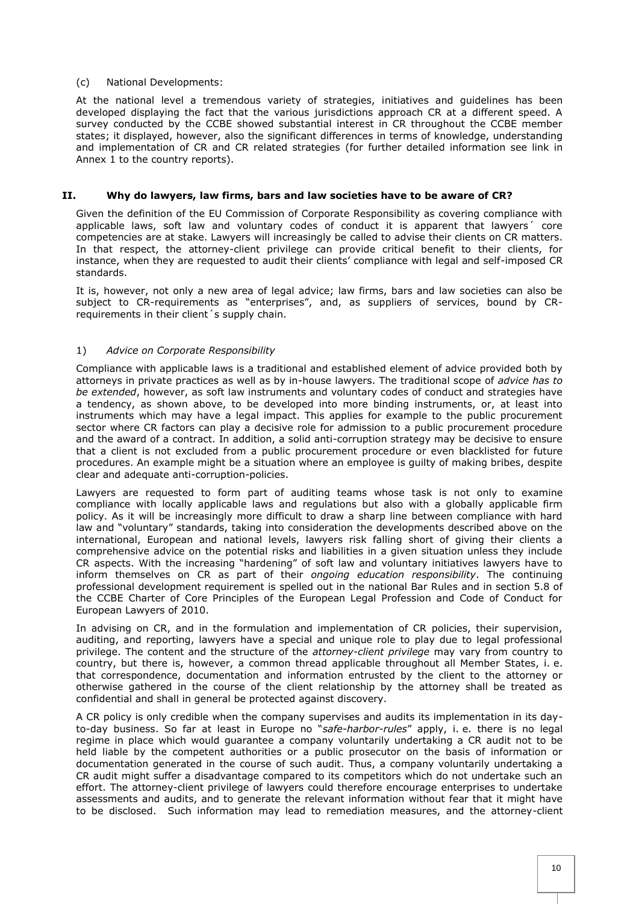(c) National Developments:

At the national level a tremendous variety of strategies, initiatives and guidelines has been developed displaying the fact that the various jurisdictions approach CR at a different speed. A survey conducted by the CCBE showed substantial interest in CR throughout the CCBE member states; it displayed, however, also the significant differences in terms of knowledge, understanding and implementation of CR and CR related strategies (for further detailed information see link in Annex 1 to the country reports).

## II. Why do lawyers, law firms, bars and law societies have to be aware of CR?

Given the definition of the EU Commission of Corporate Responsibility as covering compliance with applicable laws, soft law and voluntary codes of conduct it is apparent that lawyers´ core competencies are at stake. Lawyers will increasingly be called to advise their clients on CR matters. In that respect, the attorney-client privilege can provide critical benefit to their clients, for instance, when they are requested to audit their clients' compliance with legal and self-imposed CR standards.

It is, however, not only a new area of legal advice; law firms, bars and law societies can also be subject to CR-requirements as "enterprises", and, as suppliers of services, bound by CR-requirements in their client´s supply chain.

### 1) *Advice on Corporate Responsibility*

Compliance with applicable laws is a traditional and established element of advice provided both by attorneys in private practices as well as by in-house lawyers. The traditional scope of *advice has to be extended*, however, as soft law instruments and voluntary codes of conduct and strategies have a tendency, as shown above, to be developed into more binding instruments, or, at least into instruments which may have a legal impact. This applies for example to the public procurement sector where CR factors can play a decisive role for admission to a public procurement procedure and the award of a contract. In addition, a solid anti-corruption strategy may be decisive to ensure that a client is not excluded from a public procurement procedure or even blacklisted for future procedures. An example might be a situation where an employee is guilty of making bribes, despite clear and adequate anti-corruption-policies.

Lawyers are requested to form part of auditing teams whose task is not only to examine compliance with locally applicable laws and regulations but also with a globally applicable firm policy. As it will be increasingly more difficult to draw a sharp line between compliance with hard law and "voluntary" standards, taking into consideration the developments described above on the international, European and national levels, lawyers risk falling short of giving their clients a comprehensive advice on the potential risks and liabilities in a given situation unless they include CR aspects. With the increasing "hardening" of soft law and voluntary initiatives lawyers have to inform themselves on CR as part of their *ongoing education responsibility*. The continuing professional development requirement is spelled out in the national Bar Rules and in section 5.8 of the CCBE Charter of Core Principles of the European Legal Profession and Code of Conduct for European Lawyers of 2010.

In advising on CR, and in the formulation and implementation of CR policies, their supervision, auditing, and reporting, lawyers have a special and unique role to play due to legal professional privilege. The content and the structure of the *attorney-client privilege* may vary from country to country, but there is, however, a common thread applicable throughout all Member States, i. e. that correspondence, documentation and information entrusted by the client to the attorney or otherwise gathered in the course of the client relationship by the attorney shall be treated as confidential and shall in general be protected against discovery.

A CR policy is only credible when the company supervises and audits its implementation in its day-to-day business. So far at least in Europe no "*safe-harbor-rules*" apply, i. e. there is no legal regime in place which would guarantee a company voluntarily undertaking a CR audit not to be held liable by the competent authorities or a public prosecutor on the basis of information or documentation generated in the course of such audit. Thus, a company voluntarily undertaking a CR audit might suffer a disadvantage compared to its competitors which do not undertake such an effort. The attorney-client privilege of lawyers could therefore encourage enterprises to undertake assessments and audits, and to generate the relevant information without fear that it might have to be disclosed. Such information may lead to remediation measures, and the attorney-client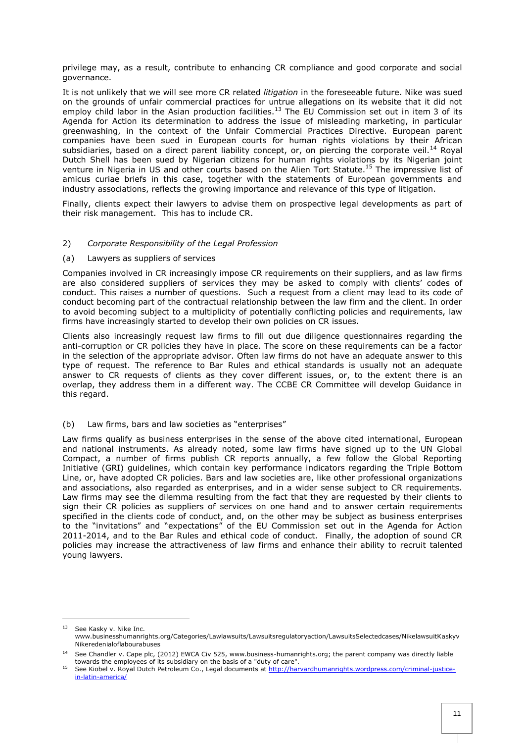privilege may, as a result, contribute to enhancing CR compliance and good corporate and social governance.

It is not unlikely that we will see more CR related *litigation* in the foreseeable future. Nike was sued on the grounds of unfair commercial practices for untrue allegations on its website that it did not employ child labor in the Asian production facilities.[13] The EU Commission set out in item 3 of its Agenda for Action its determination to address the issue of misleading marketing, in particular greenwashing, in the context of the Unfair Commercial Practices Directive. European parent companies have been sued in European courts for human rights violations by their African subsidiaries, based on a direct parent liability concept, or, on piercing the corporate veil.[14] Royal Dutch Shell has been sued by Nigerian citizens for human rights violations by its Nigerian joint venture in Nigeria in US and other courts based on the Alien Tort Statute.[15] The impressive list of amicus curiae briefs in this case, together with the statements of European governments and industry associations, reflects the growing importance and relevance of this type of litigation.

Finally, clients expect their lawyers to advise them on prospective legal developments as part of their risk management. This has to include CR.

2) *Corporate Responsibility of the Legal Profession*

(a) Lawyers as suppliers of services

Companies involved in CR increasingly impose CR requirements on their suppliers, and as law firms are also considered suppliers of services they may be asked to comply with clients' codes of conduct. This raises a number of questions. Such a request from a client may lead to its code of conduct becoming part of the contractual relationship between the law firm and the client. In order to avoid becoming subject to a multiplicity of potentially conflicting policies and requirements, law firms have increasingly started to develop their own policies on CR issues.

Clients also increasingly request law firms to fill out due diligence questionnaires regarding the anti-corruption or CR policies they have in place. The score on these requirements can be a factor in the selection of the appropriate advisor. Often law firms do not have an adequate answer to this type of request. The reference to Bar Rules and ethical standards is usually not an adequate answer to CR requests of clients as they cover different issues, or, to the extent there is an overlap, they address them in a different way. The CCBE CR Committee will develop Guidance in this regard.

(b) Law firms, bars and law societies as "enterprises"

Law firms qualify as business enterprises in the sense of the above cited international, European and national instruments. As already noted, some law firms have signed up to the UN Global Compact, a number of firms publish CR reports annually, a few follow the Global Reporting Initiative (GRI) guidelines, which contain key performance indicators regarding the Triple Bottom Line, or, have adopted CR policies. Bars and law societies are, like other professional organizations and associations, also regarded as enterprises, and in a wider sense subject to CR requirements. Law firms may see the dilemma resulting from the fact that they are requested by their clients to sign their CR policies as suppliers of services on one hand and to answer certain requirements specified in the clients code of conduct, and, on the other may be subject as business enterprises to the "invitations" and "expectations" of the EU Commission set out in the Agenda for Action 2011-2014, and to the Bar Rules and ethical code of conduct. Finally, the adoption of sound CR policies may increase the attractiveness of law firms and enhance their ability to recruit talented young lawyers.

---

[13] See Kasky v. Nike Inc. www.businesshumanrights.org/Categories/Lawlawsuits/Lawsuitsregulatoryaction/LawsuitsSelectedcases/NikelawsuitKaskyvNikeredenialoflabourabuses

[14] See Chandler v. Cape plc, (2012) EWCA Civ 525, www.business-humanrights.org; the parent company was directly liable towards the employees of its subsidiary on the basis of a "duty of care".

[15] See Kiobel v. Royal Dutch Petroleum Co., Legal documents at http://harvardhumanrights.wordpress.com/criminal-justice-in-latin-america/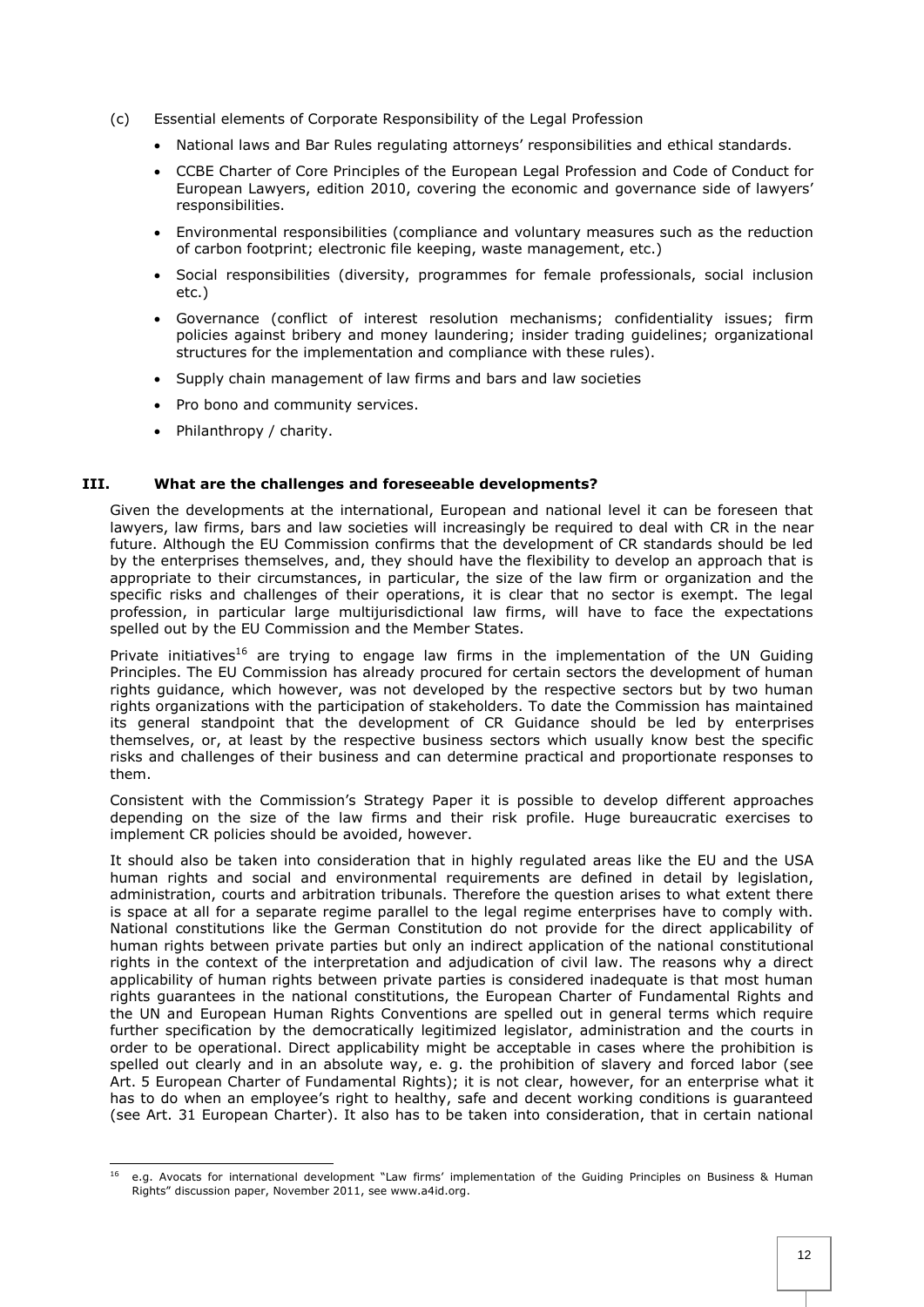(c) Essential elements of Corporate Responsibility of the Legal Profession

- National laws and Bar Rules regulating attorneys' responsibilities and ethical standards.
- CCBE Charter of Core Principles of the European Legal Profession and Code of Conduct for European Lawyers, edition 2010, covering the economic and governance side of lawyers' responsibilities.
- Environmental responsibilities (compliance and voluntary measures such as the reduction of carbon footprint; electronic file keeping, waste management, etc.)
- Social responsibilities (diversity, programmes for female professionals, social inclusion etc.)
- Governance (conflict of interest resolution mechanisms; confidentiality issues; firm policies against bribery and money laundering; insider trading guidelines; organizational structures for the implementation and compliance with these rules).
- Supply chain management of law firms and bars and law societies
- Pro bono and community services.
- Philanthropy / charity.

## III. What are the challenges and foreseeable developments?

Given the developments at the international, European and national level it can be foreseen that lawyers, law firms, bars and law societies will increasingly be required to deal with CR in the near future. Although the EU Commission confirms that the development of CR standards should be led by the enterprises themselves, and, they should have the flexibility to develop an approach that is appropriate to their circumstances, in particular, the size of the law firm or organization and the specific risks and challenges of their operations, it is clear that no sector is exempt. The legal profession, in particular large multijurisdictional law firms, will have to face the expectations spelled out by the EU Commission and the Member States.

Private initiatives[16] are trying to engage law firms in the implementation of the UN Guiding Principles. The EU Commission has already procured for certain sectors the development of human rights guidance, which however, was not developed by the respective sectors but by two human rights organizations with the participation of stakeholders. To date the Commission has maintained its general standpoint that the development of CR Guidance should be led by enterprises themselves, or, at least by the respective business sectors which usually know best the specific risks and challenges of their business and can determine practical and proportionate responses to them.

Consistent with the Commission's Strategy Paper it is possible to develop different approaches depending on the size of the law firms and their risk profile. Huge bureaucratic exercises to implement CR policies should be avoided, however.

It should also be taken into consideration that in highly regulated areas like the EU and the USA human rights and social and environmental requirements are defined in detail by legislation, administration, courts and arbitration tribunals. Therefore the question arises to what extent there is space at all for a separate regime parallel to the legal regime enterprises have to comply with. National constitutions like the German Constitution do not provide for the direct applicability of human rights between private parties but only an indirect application of the national constitutional rights in the context of the interpretation and adjudication of civil law. The reasons why a direct applicability of human rights between private parties is considered inadequate is that most human rights guarantees in the national constitutions, the European Charter of Fundamental Rights and the UN and European Human Rights Conventions are spelled out in general terms which require further specification by the democratically legitimized legislator, administration and the courts in order to be operational. Direct applicability might be acceptable in cases where the prohibition is spelled out clearly and in an absolute way, e. g. the prohibition of slavery and forced labor (see Art. 5 European Charter of Fundamental Rights); it is not clear, however, for an enterprise what it has to do when an employee's right to healthy, safe and decent working conditions is guaranteed (see Art. 31 European Charter). It also has to be taken into consideration, that in certain national

---

[16] e.g. Avocats for international development "Law firms' implementation of the Guiding Principles on Business & Human Rights" discussion paper, November 2011, see www.a4id.org.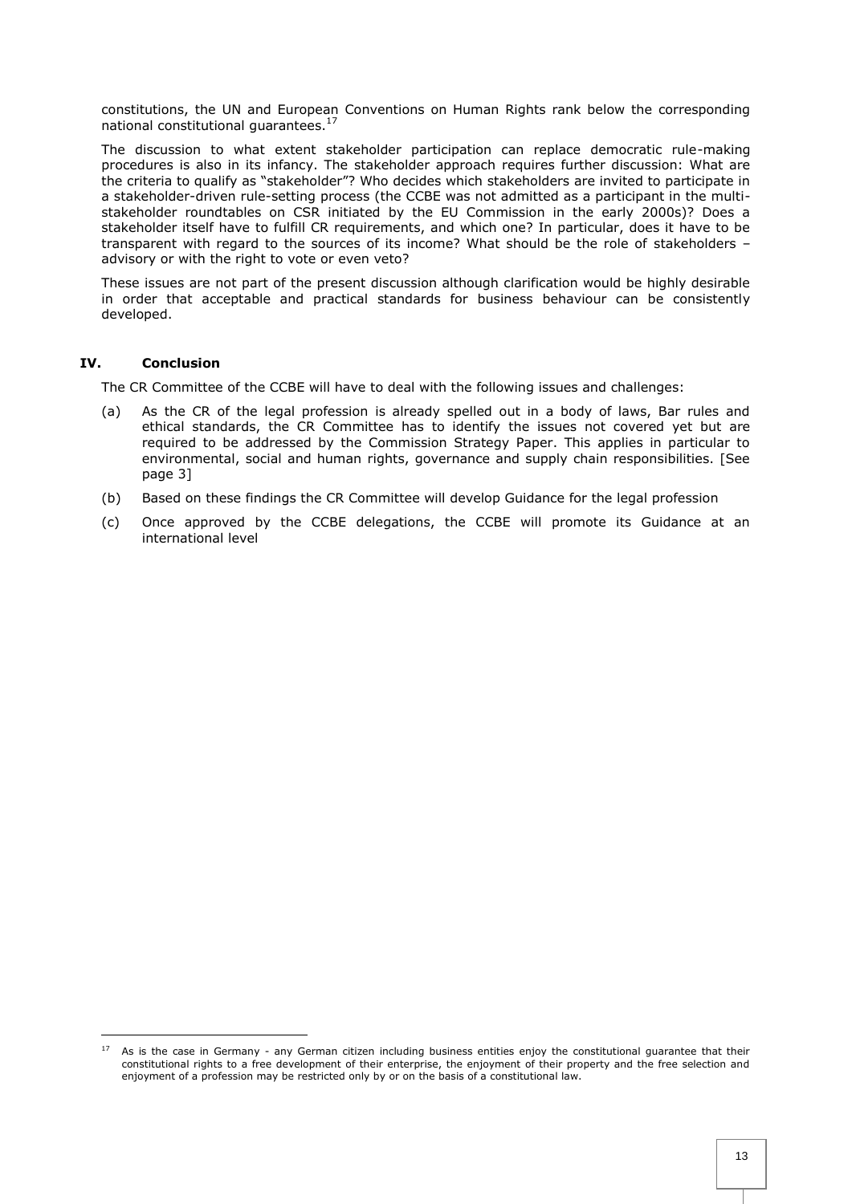constitutions, the UN and European Conventions on Human Rights rank below the corresponding national constitutional guarantees.[17]

The discussion to what extent stakeholder participation can replace democratic rule-making procedures is also in its infancy. The stakeholder approach requires further discussion: What are the criteria to qualify as "stakeholder"? Who decides which stakeholders are invited to participate in a stakeholder-driven rule-setting process (the CCBE was not admitted as a participant in the multi-stakeholder roundtables on CSR initiated by the EU Commission in the early 2000s)? Does a stakeholder itself have to fulfill CR requirements, and which one? In particular, does it have to be transparent with regard to the sources of its income? What should be the role of stakeholders – advisory or with the right to vote or even veto?

These issues are not part of the present discussion although clarification would be highly desirable in order that acceptable and practical standards for business behaviour can be consistently developed.

## IV. Conclusion

The CR Committee of the CCBE will have to deal with the following issues and challenges:

(a) As the CR of the legal profession is already spelled out in a body of laws, Bar rules and ethical standards, the CR Committee has to identify the issues not covered yet but are required to be addressed by the Commission Strategy Paper. This applies in particular to environmental, social and human rights, governance and supply chain responsibilities. [See page 3]

(b) Based on these findings the CR Committee will develop Guidance for the legal profession

(c) Once approved by the CCBE delegations, the CCBE will promote its Guidance at an international level

---

[17] As is the case in Germany - any German citizen including business entities enjoy the constitutional guarantee that their constitutional rights to a free development of their enterprise, the enjoyment of their property and the free selection and enjoyment of a profession may be restricted only by or on the basis of a constitutional law.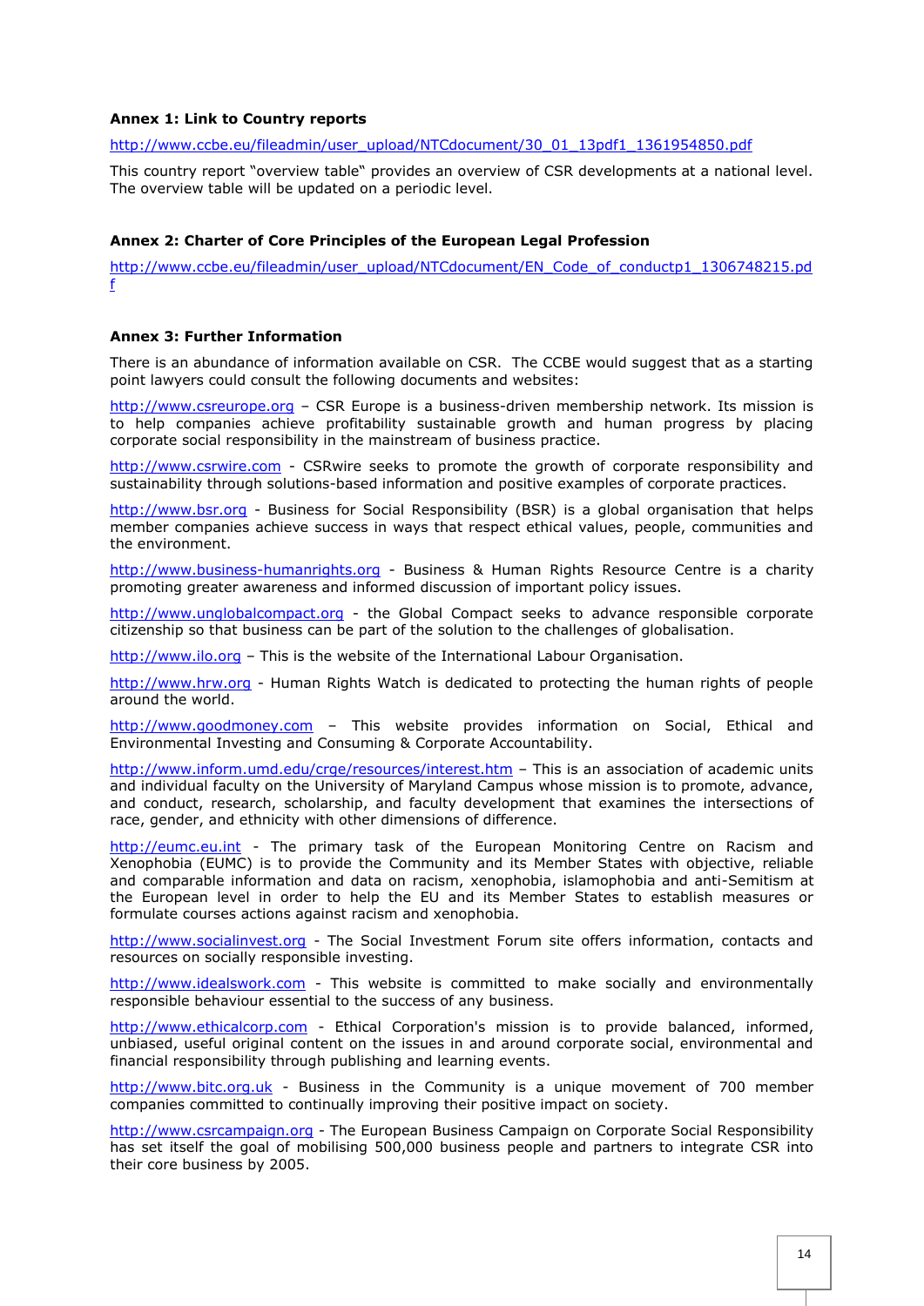**Annex 1: Link to Country reports**

http://www.ccbe.eu/fileadmin/user_upload/NTCdocument/30_01_13pdf1_1361954850.pdf

This country report "overview table" provides an overview of CSR developments at a national level. The overview table will be updated on a periodic level.

**Annex 2: Charter of Core Principles of the European Legal Profession**

http://www.ccbe.eu/fileadmin/user_upload/NTCdocument/EN_Code_of_conductp1_1306748215.pdf

**Annex 3: Further Information**

There is an abundance of information available on CSR. The CCBE would suggest that as a starting point lawyers could consult the following documents and websites:

http://www.csreurope.org – CSR Europe is a business-driven membership network. Its mission is to help companies achieve profitability sustainable growth and human progress by placing corporate social responsibility in the mainstream of business practice.

http://www.csrwire.com - CSRwire seeks to promote the growth of corporate responsibility and sustainability through solutions-based information and positive examples of corporate practices.

http://www.bsr.org - Business for Social Responsibility (BSR) is a global organisation that helps member companies achieve success in ways that respect ethical values, people, communities and the environment.

http://www.business-humanrights.org - Business & Human Rights Resource Centre is a charity promoting greater awareness and informed discussion of important policy issues.

http://www.unglobalcompact.org - the Global Compact seeks to advance responsible corporate citizenship so that business can be part of the solution to the challenges of globalisation.

http://www.ilo.org – This is the website of the International Labour Organisation.

http://www.hrw.org - Human Rights Watch is dedicated to protecting the human rights of people around the world.

http://www.goodmoney.com – This website provides information on Social, Ethical and Environmental Investing and Consuming & Corporate Accountability.

http://www.inform.umd.edu/crge/resources/interest.htm – This is an association of academic units and individual faculty on the University of Maryland Campus whose mission is to promote, advance, and conduct, research, scholarship, and faculty development that examines the intersections of race, gender, and ethnicity with other dimensions of difference.

http://eumc.eu.int - The primary task of the European Monitoring Centre on Racism and Xenophobia (EUMC) is to provide the Community and its Member States with objective, reliable and comparable information and data on racism, xenophobia, islamophobia and anti-Semitism at the European level in order to help the EU and its Member States to establish measures or formulate courses actions against racism and xenophobia.

http://www.socialinvest.org - The Social Investment Forum site offers information, contacts and resources on socially responsible investing.

http://www.idealswork.com - This website is committed to make socially and environmentally responsible behaviour essential to the success of any business.

http://www.ethicalcorp.com - Ethical Corporation's mission is to provide balanced, informed, unbiased, useful original content on the issues in and around corporate social, environmental and financial responsibility through publishing and learning events.

http://www.bitc.org.uk - Business in the Community is a unique movement of 700 member companies committed to continually improving their positive impact on society.

http://www.csrcampaign.org - The European Business Campaign on Corporate Social Responsibility has set itself the goal of mobilising 500,000 business people and partners to integrate CSR into their core business by 2005.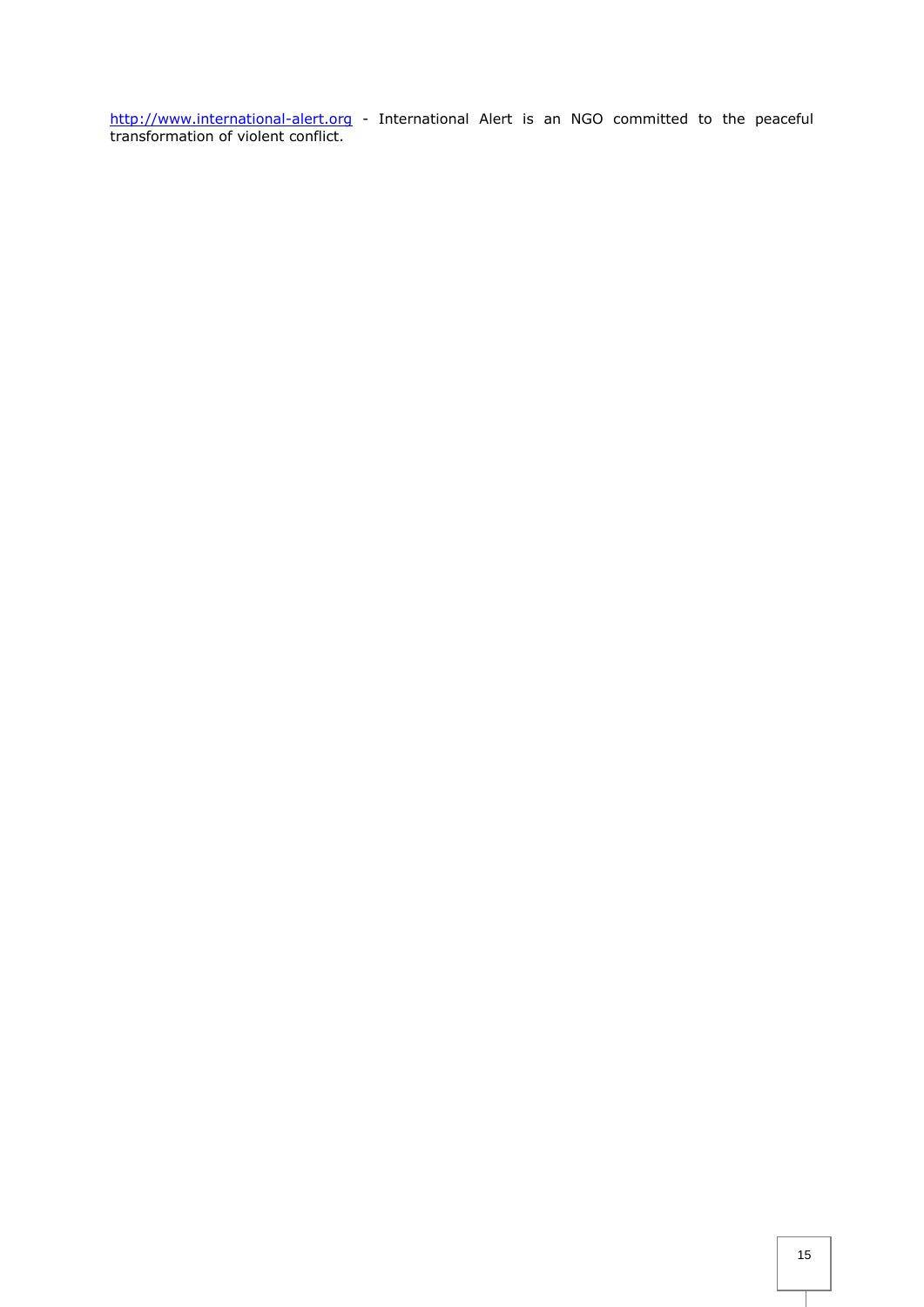http://www.international-alert.org - International Alert is an NGO committed to the peaceful transformation of violent conflict.